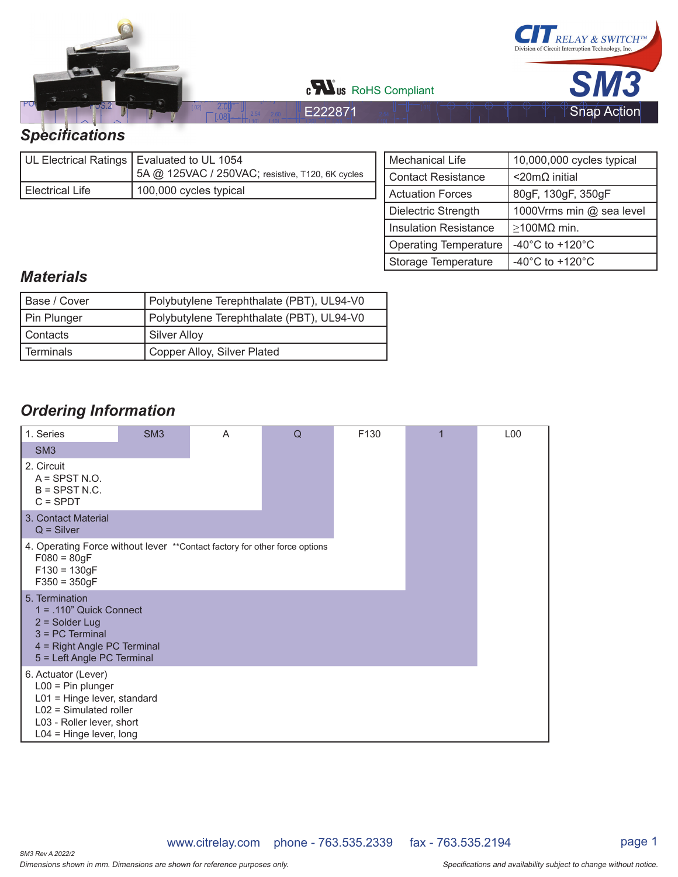CIT RELAY & SWITCH™
Division of Circuit Interruption Technology, Inc.

# SM3

cULus RoHS Compliant

E222871 Snap Action

## Specifications

| UL Electrical Ratings | Evaluated to UL 1054<br>5A @ 125VAC / 250VAC; resistive, T120, 6K cycles |
|---|---|
| Electrical Life | 100,000 cycles typical |

| Mechanical Life | 10,000,000 cycles typical |
|---|---|
| Contact Resistance | <20mΩ initial |
| Actuation Forces | 80gF, 130gF, 350gF |
| Dielectric Strength | 1000Vrms min @ sea level |
| Insulation Resistance | ≥100MΩ min. |
| Operating Temperature | -40°C to +120°C |
| Storage Temperature | -40°C to +120°C |

## Materials

| Base / Cover | Polybutylene Terephthalate (PBT), UL94-V0 |
|---|---|
| Pin Plunger | Polybutylene Terephthalate (PBT), UL94-V0 |
| Contacts | Silver Alloy |
| Terminals | Copper Alloy, Silver Plated |

## Ordering Information

| 1. Series | SM3 | A | Q | F130 | 1 | L00 |
|---|---|---|---|---|---|---|

1. Series
   - SM3
2. Circuit
   - A = SPST N.O.
   - B = SPST N.C.
   - C = SPDT
3. Contact Material
   - Q = Silver
4. Operating Force without lever **Contact factory for other force options
   - F080 = 80gF
   - F130 = 130gF
   - F350 = 350gF
5. Termination
   - 1 = .110" Quick Connect
   - 2 = Solder Lug
   - 3 = PC Terminal
   - 4 = Right Angle PC Terminal
   - 5 = Left Angle PC Terminal
6. Actuator (Lever)
   - L00 = Pin plunger
   - L01 = Hinge lever, standard
   - L02 = Simulated roller
   - L03 - Roller lever, short
   - L04 = Hinge lever, long

www.citrelay.com phone - 763.535.2339 fax - 763.535.2194

SM3 Rev A 2022/2

*Dimensions shown in mm. Dimensions are shown for reference purposes only.*

*Specifications and availability subject to change without notice.*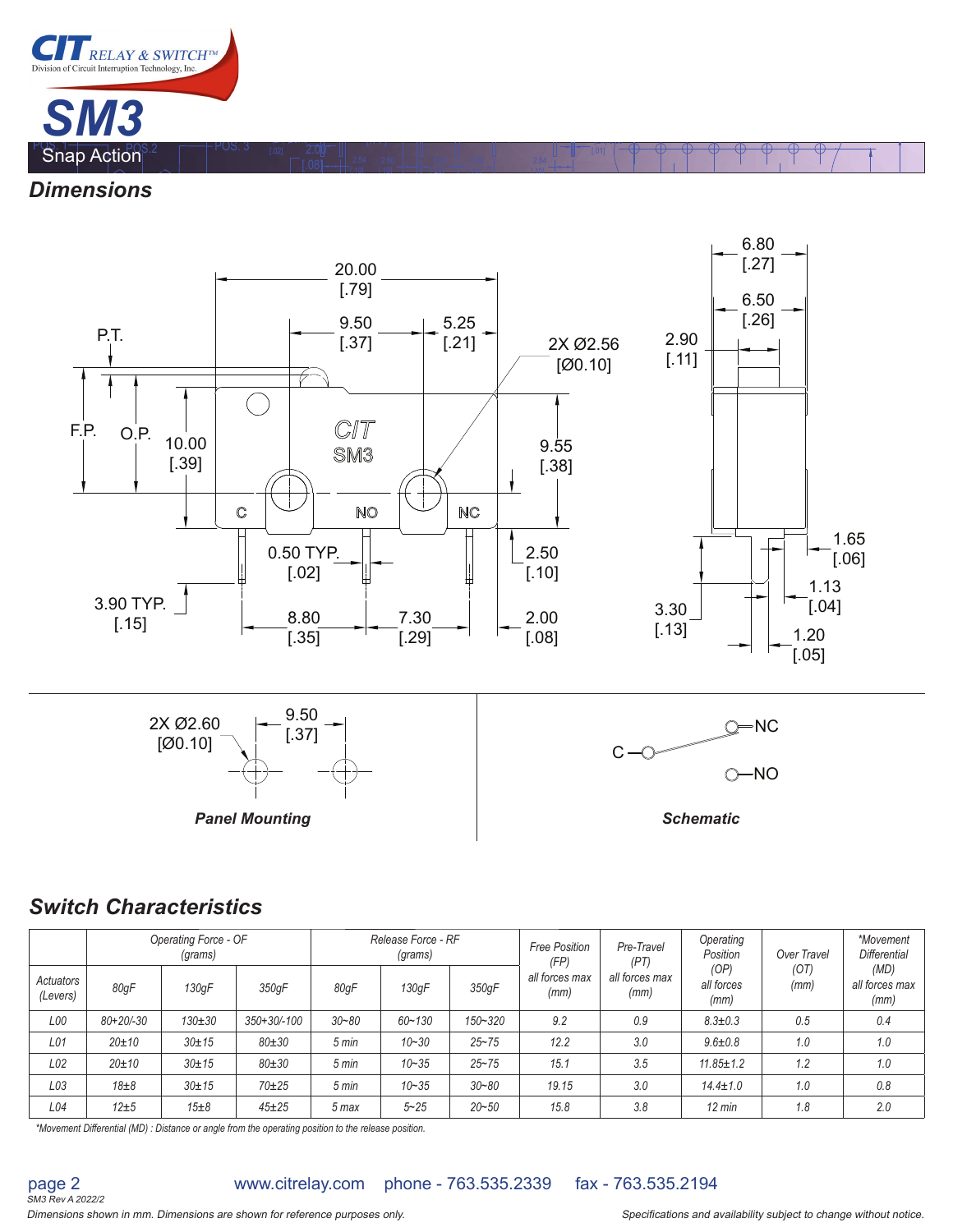# SM3

Snap Action

## Dimensions

P.T.

F.P.

O.P.

10.00 [.39]

20.00 [.79]

9.50 [.37]

5.25 [.21]

2X Ø2.56 [Ø0.10]

9.55 [.38]

CIT SM3

C NO NC

0.50 TYP. [.02]

2.50 [.10]

3.90 TYP. [.15]

8.80 [.35]

7.30 [.29]

2.00 [.08]

6.80 [.27]

6.50 [.26]

2.90 [.11]

1.65 [.06]

1.13 [.04]

3.30 [.13]

1.20 [.05]

2X Ø2.60 [Ø0.10]

9.50 [.37]

**Panel Mounting**

C — NC — NO

**Schematic**

## Switch Characteristics

| Actuators (Levers) | Operating Force - OF (grams) | | | Release Force - RF (grams) | | | Free Position (FP) all forces max (mm) | Pre-Travel (PT) all forces max (mm) | Operating Position (OP) all forces (mm) | Over Travel (OT) (mm) | *Movement Differential (MD) all forces max (mm) |
|---|---|---|---|---|---|---|---|---|---|---|---|
| | 80gF | 130gF | 350gF | 80gF | 130gF | 350gF | | | | | |
| L00 | 80+20/-30 | 130±30 | 350+30/-100 | 30~80 | 60~130 | 150~320 | 9.2 | 0.9 | 8.3±0.3 | 0.5 | 0.4 |
| L01 | 20±10 | 30±15 | 80±30 | 5 min | 10~30 | 25~75 | 12.2 | 3.0 | 9.6±0.8 | 1.0 | 1.0 |
| L02 | 20±10 | 30±15 | 80±30 | 5 min | 10~35 | 25~75 | 15.1 | 3.5 | 11.85±1.2 | 1.2 | 1.0 |
| L03 | 18±8 | 30±15 | 70±25 | 5 min | 10~35 | 30~80 | 19.15 | 3.0 | 14.4±1.0 | 1.0 | 0.8 |
| L04 | 12±5 | 15±8 | 45±25 | 5 max | 5~25 | 20~50 | 15.8 | 3.8 | 12 min | 1.8 | 2.0 |

*Movement Differential (MD) : Distance or angle from the operating position to the release position.

www.citrelay.com phone - 763.535.2339 fax - 763.535.2194

SM3 Rev A 2022/2

Dimensions shown in mm. Dimensions are shown for reference purposes only.

Specifications and availability subject to change without notice.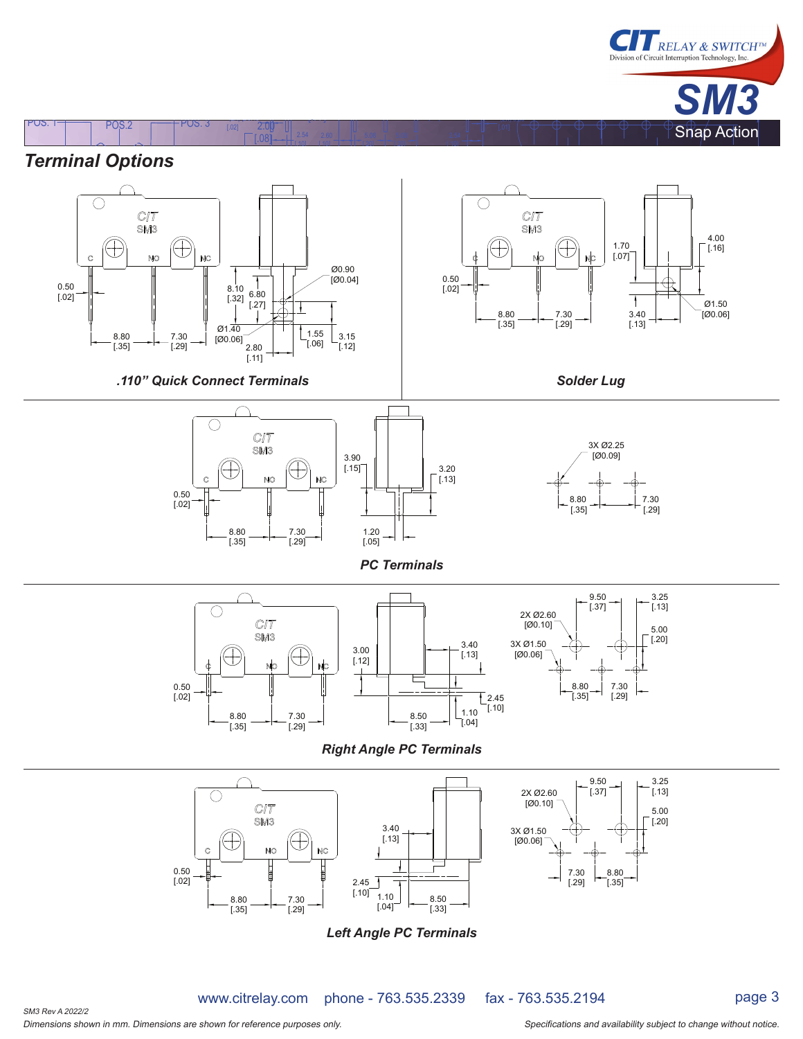## Terminal Options

0.50 [.02]  8.10 [.32]  6.80 [.27]  Ø0.90 [Ø0.04]  Ø1.40 [Ø0.06]  1.55 [.06]  3.15 [.12]  2.80 [.11]  8.80 [.35]  7.30 [.29]

*.110" Quick Connect Terminals*

0.50 [.02]  1.70 [.07]  4.00 [.16]  3.40 [.13]  Ø1.50 [Ø0.06]  8.80 [.35]  7.30 [.29]

*Solder Lug*

0.50 [.02]  3.90 [.15]  3.20 [.13]  1.20 [.05]  8.80 [.35]  7.30 [.29]  3X Ø2.25 [Ø0.09]  8.80 [.35]  7.30 [.29]

*PC Terminals*

0.50 [.02]  3.00 [.12]  3.40 [.13]  2.45 [.10]  1.10 [.04]  8.50 [.33]  8.80 [.35]  7.30 [.29]  9.50 [.37]  3.25 [.13]  2X Ø2.60 [Ø0.10]  5.00 [.20]  3X Ø1.50 [Ø0.06]  8.80 [.35]  7.30 [.29]

*Right Angle PC Terminals*

0.50 [.02]  3.40 [.13]  2.45 [.10]  1.10 [.04]  8.50 [.33]  8.80 [.35]  7.30 [.29]  9.50 [.37]  3.25 [.13]  2X Ø2.60 [Ø0.10]  5.00 [.20]  3X Ø1.50 [Ø0.06]  7.30 [.29]  8.80 [.35]

*Left Angle PC Terminals*

www.citrelay.com phone - 763.535.2339 fax - 763.535.2194

SM3 Rev A 2022/2

*Dimensions shown in mm. Dimensions are shown for reference purposes only.*

*Specifications and availability subject to change without notice.*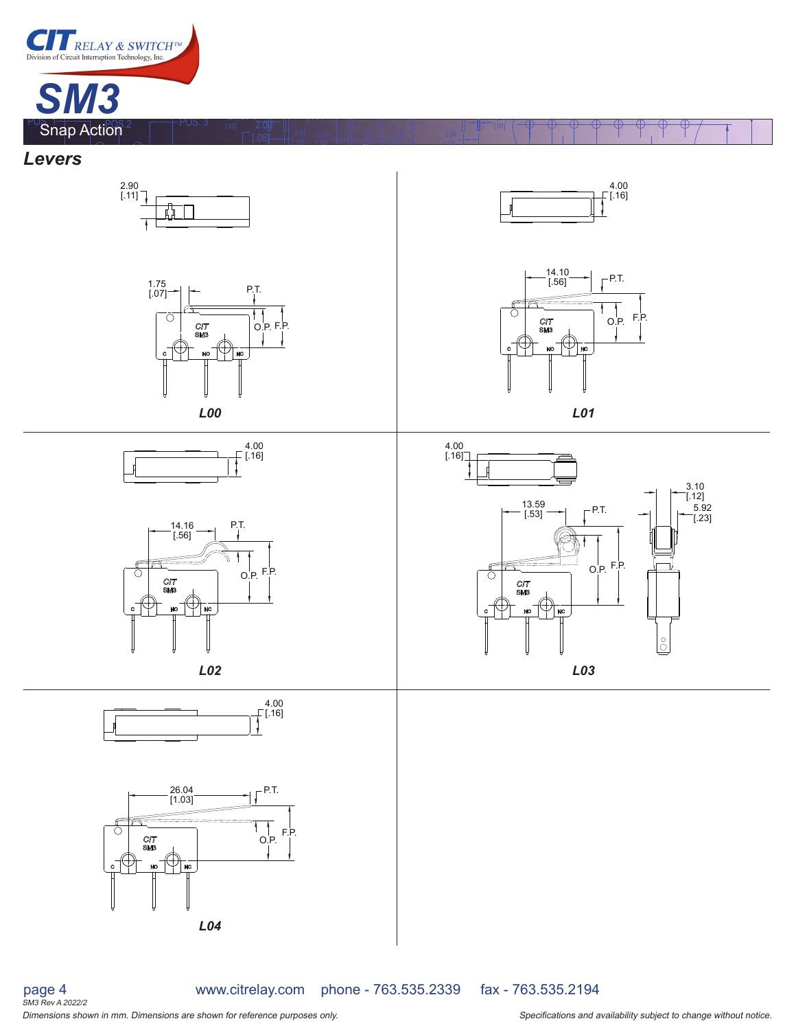# SM3

Snap Action

## Levers

2.90
[.11]

1.75
[.07]

P.T.

O.P. F.P.

CIT
SM3

C NO NC

**L00**

4.00
[.16]

14.10
[.56]

P.T.

O.P. F.P.

CIT
SM3

C NO NC

**L01**

4.00
[.16]

14.16
[.56]

P.T.

O.P. F.P.

CIT
SM3

C NO NC

**L02**

4.00
[.16]

3.10
[.12]

5.92
[.23]

13.59
[.53]

P.T.

O.P. F.P.

CIT
SM3

C NO NC

**L03**

4.00
[.16]

26.04
[1.03]

P.T.

O.P. F.P.

CIT
SM3

C NO NC

**L04**

www.citrelay.com phone - 763.535.2339 fax - 763.535.2194

SM3 Rev A 2022/2

*Dimensions shown in mm. Dimensions are shown for reference purposes only.*

*Specifications and availability subject to change without notice.*